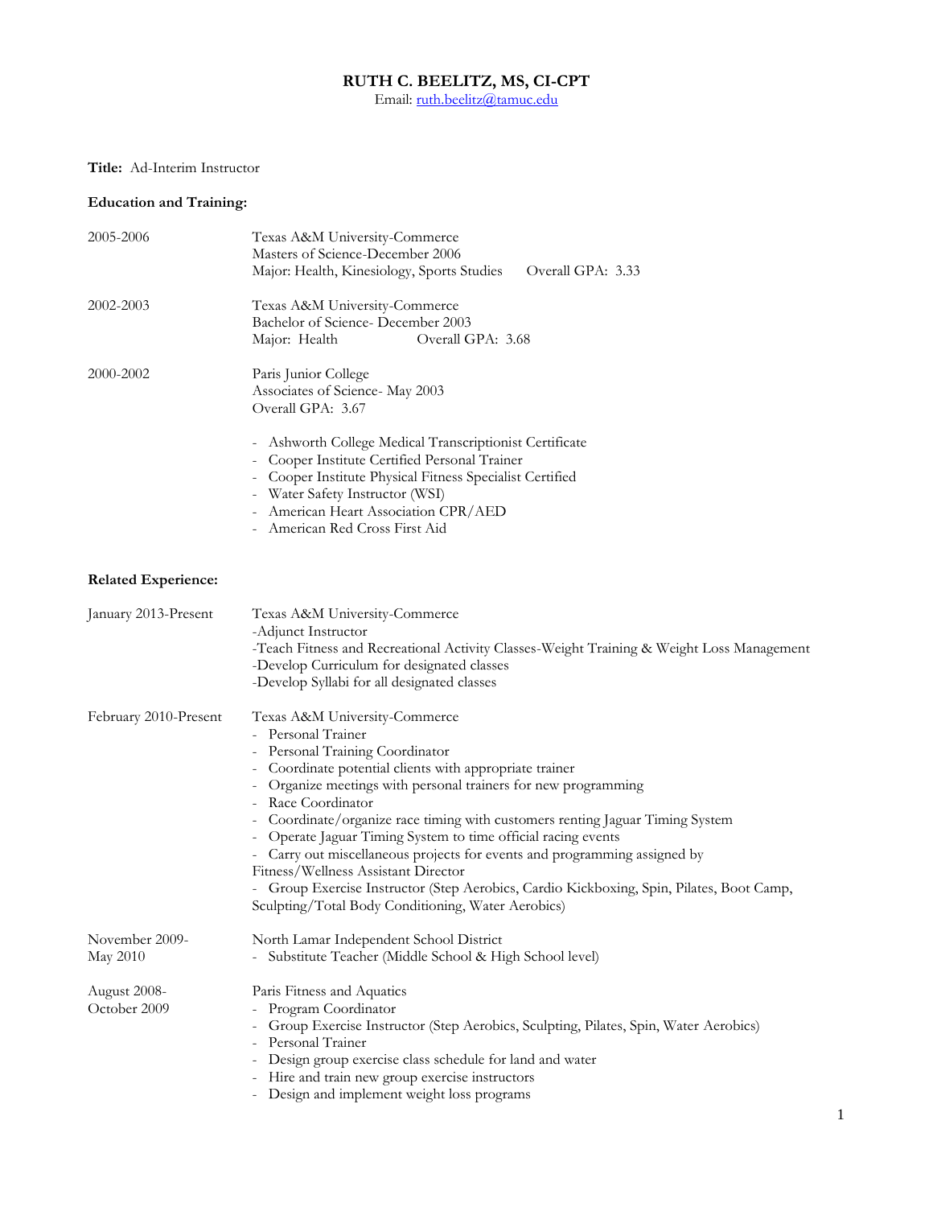# RUTH C. BEELITZ, MS, CI-CPT

Email: ruth.beelitz@tamuc.edu

**Title:** Ad-Interim Instructor

**Education and Training:**

2005-2006
Texas A&M University-Commerce
Masters of Science-December 2006
Major: Health, Kinesiology, Sports Studies Overall GPA: 3.33

2002-2003
Texas A&M University-Commerce
Bachelor of Science- December 2003
Major: Health Overall GPA: 3.68

2000-2002
Paris Junior College
Associates of Science- May 2003
Overall GPA: 3.67

- Ashworth College Medical Transcriptionist Certificate
- Cooper Institute Certified Personal Trainer
- Cooper Institute Physical Fitness Specialist Certified
- Water Safety Instructor (WSI)
- American Heart Association CPR/AED
- American Red Cross First Aid

**Related Experience:**

January 2013-Present
Texas A&M University-Commerce
-Adjunct Instructor
-Teach Fitness and Recreational Activity Classes-Weight Training & Weight Loss Management
-Develop Curriculum for designated classes
-Develop Syllabi for all designated classes

February 2010-Present
Texas A&M University-Commerce
- Personal Trainer
- Personal Training Coordinator
- Coordinate potential clients with appropriate trainer
- Organize meetings with personal trainers for new programming
- Race Coordinator
- Coordinate/organize race timing with customers renting Jaguar Timing System
- Operate Jaguar Timing System to time official racing events
- Carry out miscellaneous projects for events and programming assigned by Fitness/Wellness Assistant Director
- Group Exercise Instructor (Step Aerobics, Cardio Kickboxing, Spin, Pilates, Boot Camp, Sculpting/Total Body Conditioning, Water Aerobics)

November 2009-May 2010
North Lamar Independent School District
- Substitute Teacher (Middle School & High School level)

August 2008-October 2009
Paris Fitness and Aquatics
- Program Coordinator
- Group Exercise Instructor (Step Aerobics, Sculpting, Pilates, Spin, Water Aerobics)
- Personal Trainer
- Design group exercise class schedule for land and water
- Hire and train new group exercise instructors
- Design and implement weight loss programs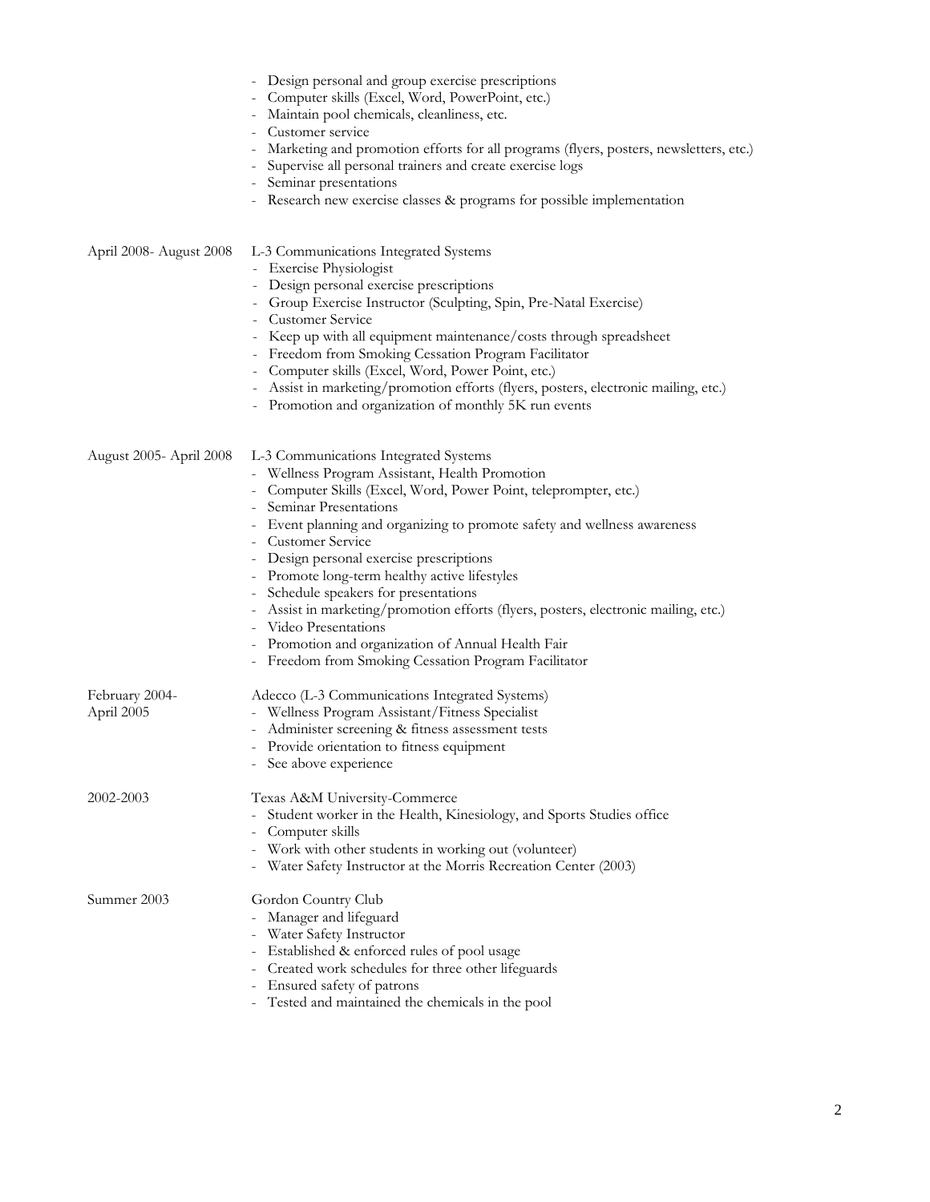- Design personal and group exercise prescriptions
- Computer skills (Excel, Word, PowerPoint, etc.)
- Maintain pool chemicals, cleanliness, etc.
- Customer service
- Marketing and promotion efforts for all programs (flyers, posters, newsletters, etc.)
- Supervise all personal trainers and create exercise logs
- Seminar presentations
- Research new exercise classes & programs for possible implementation

**April 2008- August 2008**

L-3 Communications Integrated Systems

- Exercise Physiologist
- Design personal exercise prescriptions
- Group Exercise Instructor (Sculpting, Spin, Pre-Natal Exercise)
- Customer Service
- Keep up with all equipment maintenance/costs through spreadsheet
- Freedom from Smoking Cessation Program Facilitator
- Computer skills (Excel, Word, Power Point, etc.)
- Assist in marketing/promotion efforts (flyers, posters, electronic mailing, etc.)
- Promotion and organization of monthly 5K run events

**August 2005- April 2008**

L-3 Communications Integrated Systems

- Wellness Program Assistant, Health Promotion
- Computer Skills (Excel, Word, Power Point, teleprompter, etc.)
- Seminar Presentations
- Event planning and organizing to promote safety and wellness awareness
- Customer Service
- Design personal exercise prescriptions
- Promote long-term healthy active lifestyles
- Schedule speakers for presentations
- Assist in marketing/promotion efforts (flyers, posters, electronic mailing, etc.)
- Video Presentations
- Promotion and organization of Annual Health Fair
- Freedom from Smoking Cessation Program Facilitator

**February 2004- April 2005**

Adecco (L-3 Communications Integrated Systems)

- Wellness Program Assistant/Fitness Specialist
- Administer screening & fitness assessment tests
- Provide orientation to fitness equipment
- See above experience

**2002-2003**

Texas A&M University-Commerce

- Student worker in the Health, Kinesiology, and Sports Studies office
- Computer skills
- Work with other students in working out (volunteer)
- Water Safety Instructor at the Morris Recreation Center (2003)

**Summer 2003**

Gordon Country Club

- Manager and lifeguard
- Water Safety Instructor
- Established & enforced rules of pool usage
- Created work schedules for three other lifeguards
- Ensured safety of patrons
- Tested and maintained the chemicals in the pool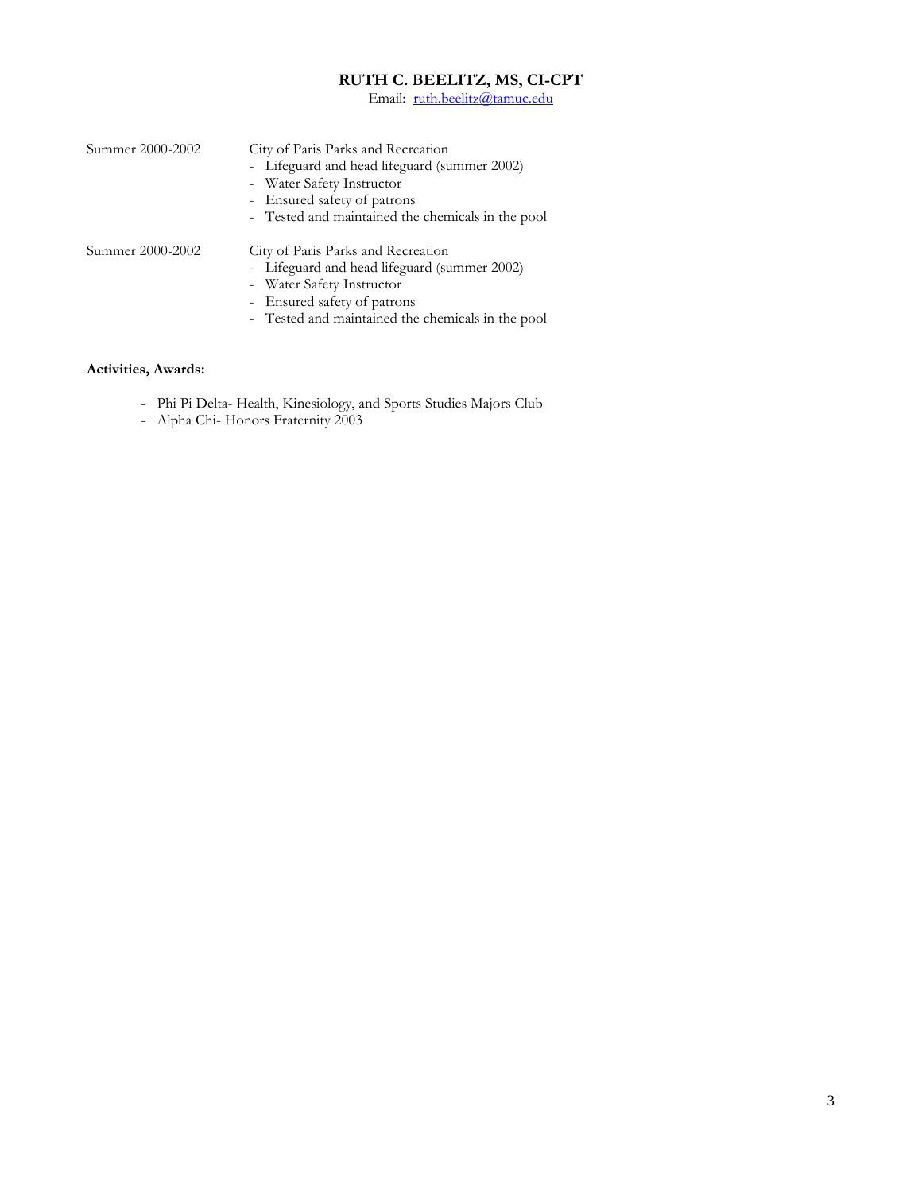# RUTH C. BEELITZ, MS, CI-CPT

Email: ruth.beelitz@tamuc.edu

Summer 2000-2002 City of Paris Parks and Recreation

- Lifeguard and head lifeguard (summer 2002)
- Water Safety Instructor
- Ensured safety of patrons
- Tested and maintained the chemicals in the pool

Summer 2000-2002 City of Paris Parks and Recreation

- Lifeguard and head lifeguard (summer 2002)
- Water Safety Instructor
- Ensured safety of patrons
- Tested and maintained the chemicals in the pool

**Activities, Awards:**

- Phi Pi Delta- Health, Kinesiology, and Sports Studies Majors Club
- Alpha Chi- Honors Fraternity 2003